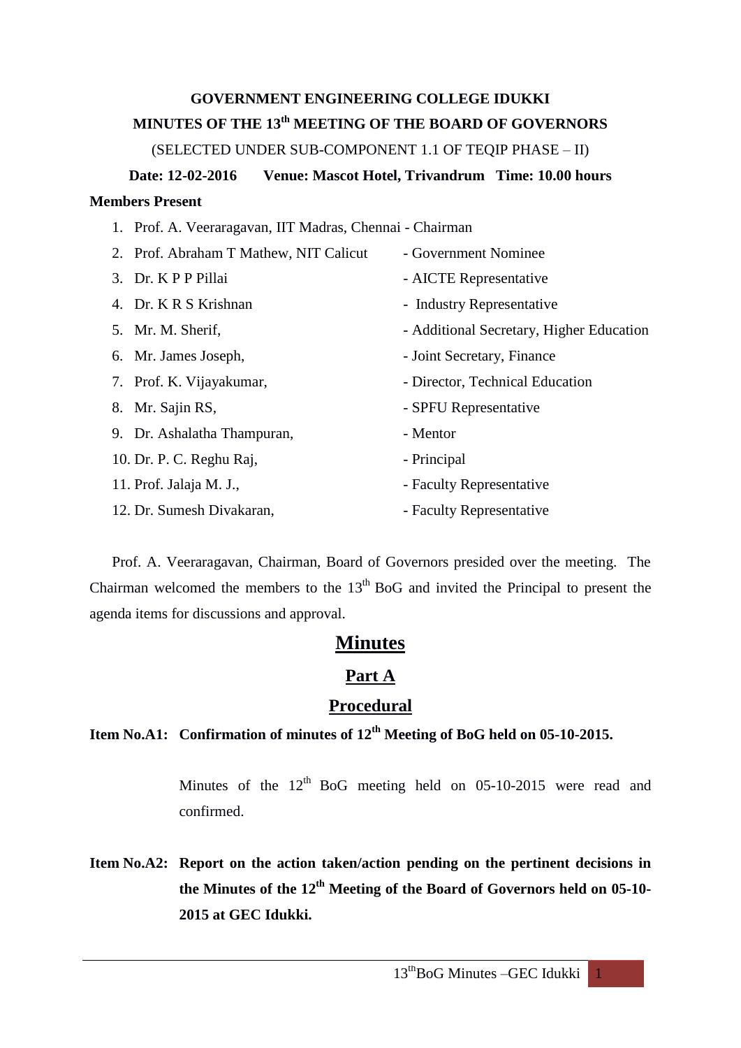# GOVERNMENT ENGINEERING COLLEGE IDUKKI

## MINUTES OF THE 13th MEETING OF THE BOARD OF GOVERNORS

(SELECTED UNDER SUB-COMPONENT 1.1 OF TEQIP PHASE – II)

**Date: 12-02-2016 Venue: Mascot Hotel, Trivandrum Time: 10.00 hours**

**Members Present**

1. Prof. A. Veeraragavan, IIT Madras, Chennai - Chairman
2. Prof. Abraham T Mathew, NIT Calicut - Government Nominee
3. Dr. K P P Pillai - AICTE Representative
4. Dr. K R S Krishnan - Industry Representative
5. Mr. M. Sherif, - Additional Secretary, Higher Education
6. Mr. James Joseph, - Joint Secretary, Finance
7. Prof. K. Vijayakumar, - Director, Technical Education
8. Mr. Sajin RS, - SPFU Representative
9. Dr. Ashalatha Thampuran, - Mentor
10. Dr. P. C. Reghu Raj, - Principal
11. Prof. Jalaja M. J., - Faculty Representative
12. Dr. Sumesh Divakaran, - Faculty Representative

Prof. A. Veeraragavan, Chairman, Board of Governors presided over the meeting. The Chairman welcomed the members to the 13th BoG and invited the Principal to present the agenda items for discussions and approval.

# Minutes

## Part A

## Procedural

**Item No.A1: Confirmation of minutes of 12th Meeting of BoG held on 05-10-2015.**

Minutes of the 12th BoG meeting held on 05-10-2015 were read and confirmed.

**Item No.A2: Report on the action taken/action pending on the pertinent decisions in the Minutes of the 12th Meeting of the Board of Governors held on 05-10-2015 at GEC Idukki.**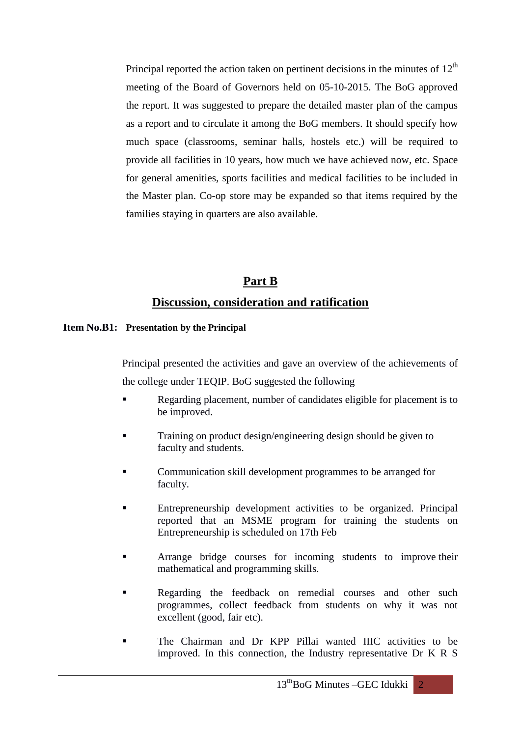Principal reported the action taken on pertinent decisions in the minutes of 12th meeting of the Board of Governors held on 05-10-2015. The BoG approved the report. It was suggested to prepare the detailed master plan of the campus as a report and to circulate it among the BoG members. It should specify how much space (classrooms, seminar halls, hostels etc.) will be required to provide all facilities in 10 years, how much we have achieved now, etc. Space for general amenities, sports facilities and medical facilities to be included in the Master plan. Co-op store may be expanded so that items required by the families staying in quarters are also available.

## Part B

## Discussion, consideration and ratification

**Item No.B1: Presentation by the Principal**

Principal presented the activities and gave an overview of the achievements of the college under TEQIP. BoG suggested the following

- Regarding placement, number of candidates eligible for placement is to be improved.
- Training on product design/engineering design should be given to faculty and students.
- Communication skill development programmes to be arranged for faculty.
- Entrepreneurship development activities to be organized. Principal reported that an MSME program for training the students on Entrepreneurship is scheduled on 17th Feb
- Arrange bridge courses for incoming students to improve their mathematical and programming skills.
- Regarding the feedback on remedial courses and other such programmes, collect feedback from students on why it was not excellent (good, fair etc).
- The Chairman and Dr KPP Pillai wanted IIIC activities to be improved. In this connection, the Industry representative Dr K R S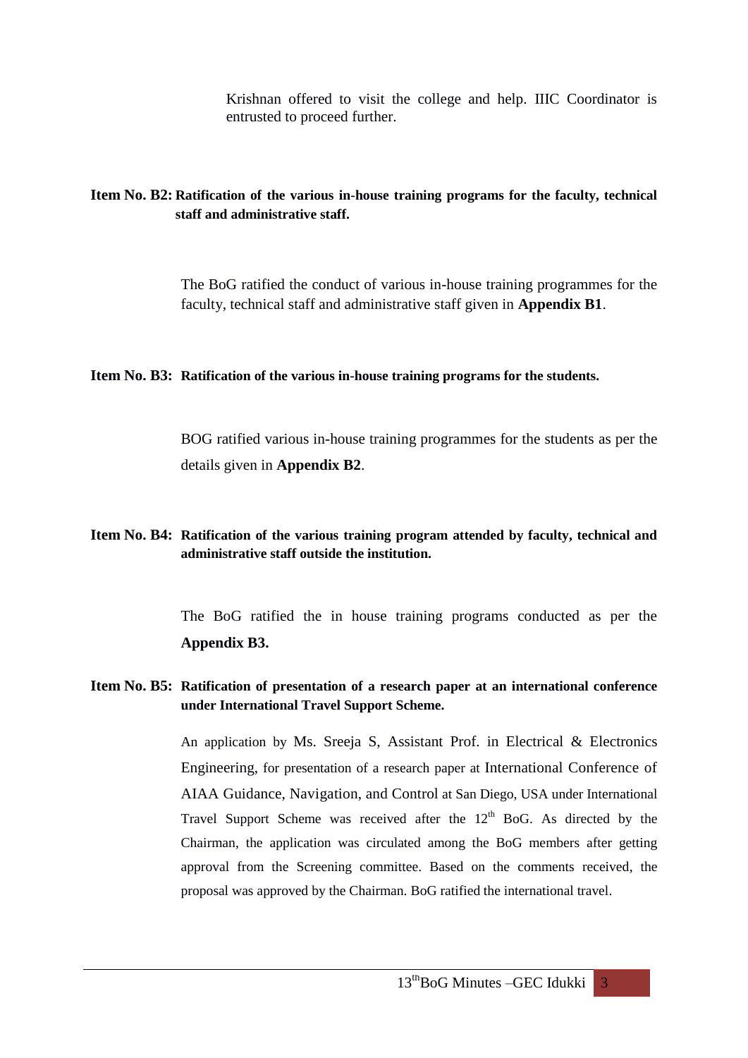Krishnan offered to visit the college and help. IIIC Coordinator is entrusted to proceed further.

**Item No. B2: Ratification of the various in-house training programs for the faculty, technical staff and administrative staff.**

The BoG ratified the conduct of various in-house training programmes for the faculty, technical staff and administrative staff given in **Appendix B1**.

**Item No. B3: Ratification of the various in-house training programs for the students.**

BOG ratified various in-house training programmes for the students as per the details given in **Appendix B2**.

**Item No. B4: Ratification of the various training program attended by faculty, technical and administrative staff outside the institution.**

The BoG ratified the in house training programs conducted as per the **Appendix B3.**

**Item No. B5: Ratification of presentation of a research paper at an international conference under International Travel Support Scheme.**

An application by Ms. Sreeja S, Assistant Prof. in Electrical & Electronics Engineering, for presentation of a research paper at International Conference of AIAA Guidance, Navigation, and Control at San Diego, USA under International Travel Support Scheme was received after the 12th BoG. As directed by the Chairman, the application was circulated among the BoG members after getting approval from the Screening committee. Based on the comments received, the proposal was approved by the Chairman. BoG ratified the international travel.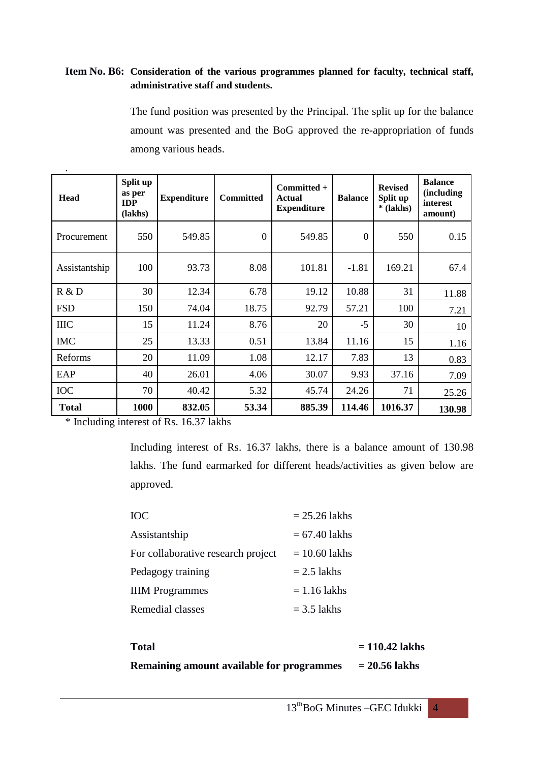**Item No. B6: Consideration of the various programmes planned for faculty, technical staff, administrative staff and students.**

The fund position was presented by the Principal. The split up for the balance amount was presented and the BoG approved the re-appropriation of funds among various heads.

| Head | Split up as per IDP (lakhs) | Expenditure | Committed | Committed + Actual Expenditure | Balance | Revised Split up * (lakhs) | Balance (including interest amount) |
|---|---|---|---|---|---|---|---|
| Procurement | 550 | 549.85 | 0 | 549.85 | 0 | 550 | 0.15 |
| Assistantship | 100 | 93.73 | 8.08 | 101.81 | -1.81 | 169.21 | 67.4 |
| R & D | 30 | 12.34 | 6.78 | 19.12 | 10.88 | 31 | 11.88 |
| FSD | 150 | 74.04 | 18.75 | 92.79 | 57.21 | 100 | 7.21 |
| IIIC | 15 | 11.24 | 8.76 | 20 | -5 | 30 | 10 |
| IMC | 25 | 13.33 | 0.51 | 13.84 | 11.16 | 15 | 1.16 |
| Reforms | 20 | 11.09 | 1.08 | 12.17 | 7.83 | 13 | 0.83 |
| EAP | 40 | 26.01 | 4.06 | 30.07 | 9.93 | 37.16 | 7.09 |
| IOC | 70 | 40.42 | 5.32 | 45.74 | 24.26 | 71 | 25.26 |
| **Total** | **1000** | **832.05** | **53.34** | **885.39** | **114.46** | **1016.37** | **130.98** |

\* Including interest of Rs. 16.37 lakhs

Including interest of Rs. 16.37 lakhs, there is a balance amount of 130.98 lakhs. The fund earmarked for different heads/activities as given below are approved.

| | |
|---|---|
| IOC | = 25.26 lakhs |
| Assistantship | = 67.40 lakhs |
| For collaborative research project | = 10.60 lakhs |
| Pedagogy training | = 2.5 lakhs |
| IIIM Programmes | = 1.16 lakhs |
| Remedial classes | = 3.5 lakhs |

**Total = 110.42 lakhs**

**Remaining amount available for programmes = 20.56 lakhs**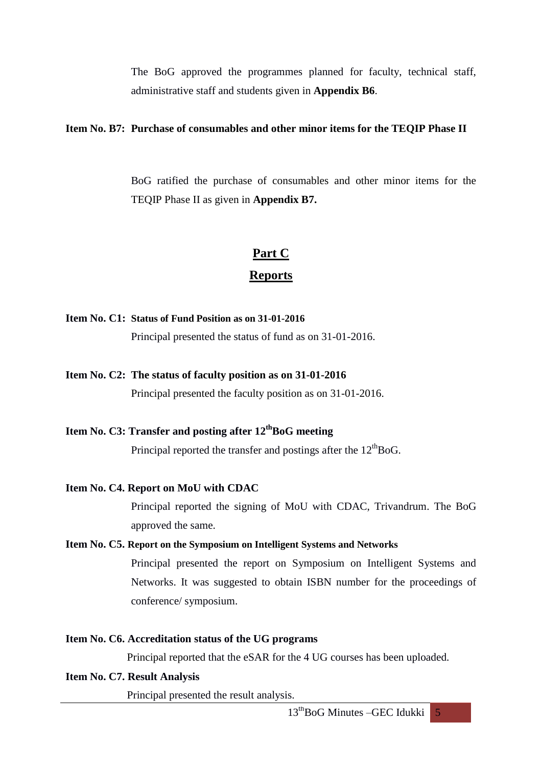The BoG approved the programmes planned for faculty, technical staff, administrative staff and students given in **Appendix B6**.

**Item No. B7: Purchase of consumables and other minor items for the TEQIP Phase II**

BoG ratified the purchase of consumables and other minor items for the TEQIP Phase II as given in **Appendix B7.**

## Part C

## Reports

**Item No. C1: Status of Fund Position as on 31-01-2016**

Principal presented the status of fund as on 31-01-2016.

**Item No. C2: The status of faculty position as on 31-01-2016**

Principal presented the faculty position as on 31-01-2016.

**Item No. C3: Transfer and posting after 12th BoG meeting**

Principal reported the transfer and postings after the 12th BoG.

**Item No. C4. Report on MoU with CDAC**

Principal reported the signing of MoU with CDAC, Trivandrum. The BoG approved the same.

**Item No. C5. Report on the Symposium on Intelligent Systems and Networks**

Principal presented the report on Symposium on Intelligent Systems and Networks. It was suggested to obtain ISBN number for the proceedings of conference/ symposium.

**Item No. C6. Accreditation status of the UG programs**

Principal reported that the eSAR for the 4 UG courses has been uploaded.

**Item No. C7. Result Analysis**

Principal presented the result analysis.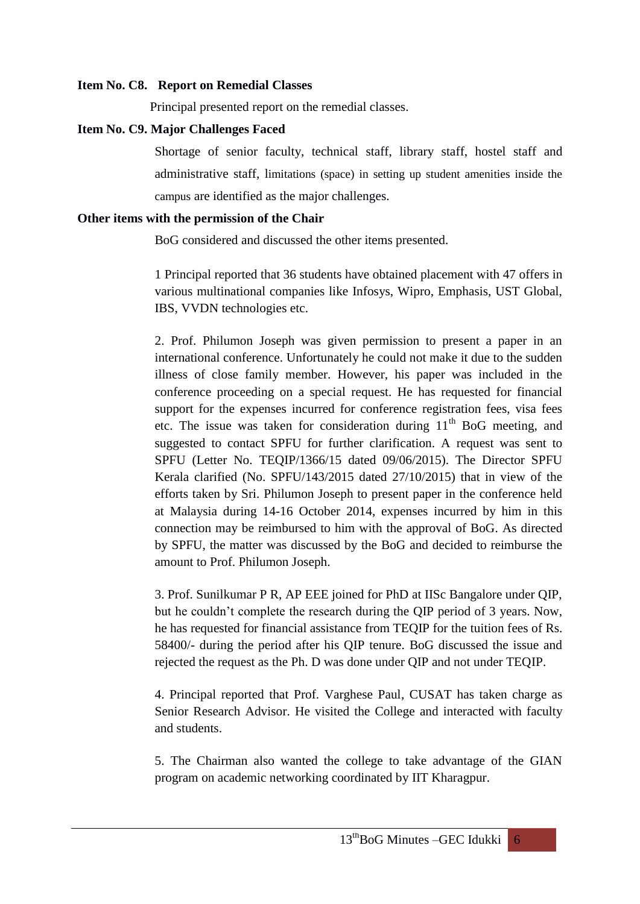**Item No. C8. Report on Remedial Classes**

Principal presented report on the remedial classes.

**Item No. C9. Major Challenges Faced**

Shortage of senior faculty, technical staff, library staff, hostel staff and administrative staff, limitations (space) in setting up student amenities inside the campus are identified as the major challenges.

**Other items with the permission of the Chair**

BoG considered and discussed the other items presented.

1 Principal reported that 36 students have obtained placement with 47 offers in various multinational companies like Infosys, Wipro, Emphasis, UST Global, IBS, VVDN technologies etc.

2. Prof. Philumon Joseph was given permission to present a paper in an international conference. Unfortunately he could not make it due to the sudden illness of close family member. However, his paper was included in the conference proceeding on a special request. He has requested for financial support for the expenses incurred for conference registration fees, visa fees etc. The issue was taken for consideration during 11th BoG meeting, and suggested to contact SPFU for further clarification. A request was sent to SPFU (Letter No. TEQIP/1366/15 dated 09/06/2015). The Director SPFU Kerala clarified (No. SPFU/143/2015 dated 27/10/2015) that in view of the efforts taken by Sri. Philumon Joseph to present paper in the conference held at Malaysia during 14-16 October 2014, expenses incurred by him in this connection may be reimbursed to him with the approval of BoG. As directed by SPFU, the matter was discussed by the BoG and decided to reimburse the amount to Prof. Philumon Joseph.

3. Prof. Sunilkumar P R, AP EEE joined for PhD at IISc Bangalore under QIP, but he couldn't complete the research during the QIP period of 3 years. Now, he has requested for financial assistance from TEQIP for the tuition fees of Rs. 58400/- during the period after his QIP tenure. BoG discussed the issue and rejected the request as the Ph. D was done under QIP and not under TEQIP.

4. Principal reported that Prof. Varghese Paul, CUSAT has taken charge as Senior Research Advisor. He visited the College and interacted with faculty and students.

5. The Chairman also wanted the college to take advantage of the GIAN program on academic networking coordinated by IIT Kharagpur.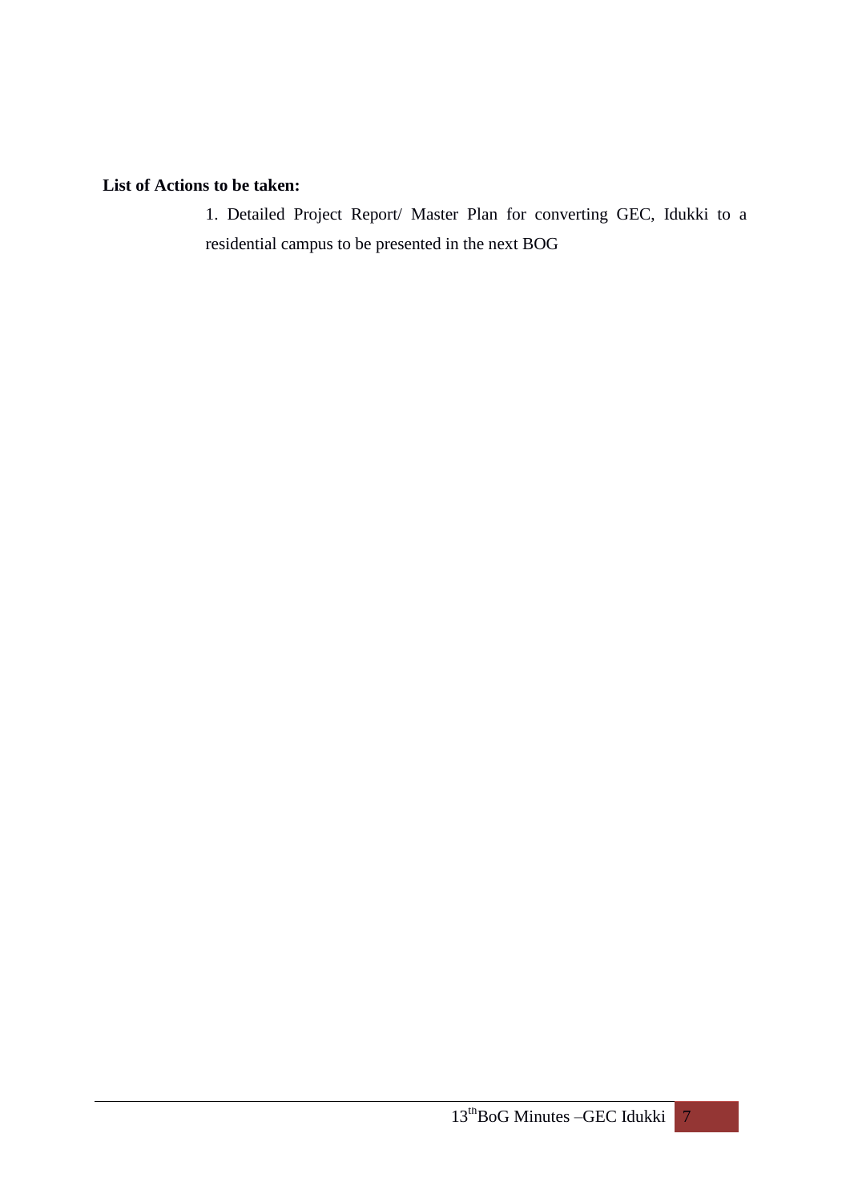**List of Actions to be taken:**

1. Detailed Project Report/ Master Plan for converting GEC, Idukki to a residential campus to be presented in the next BOG